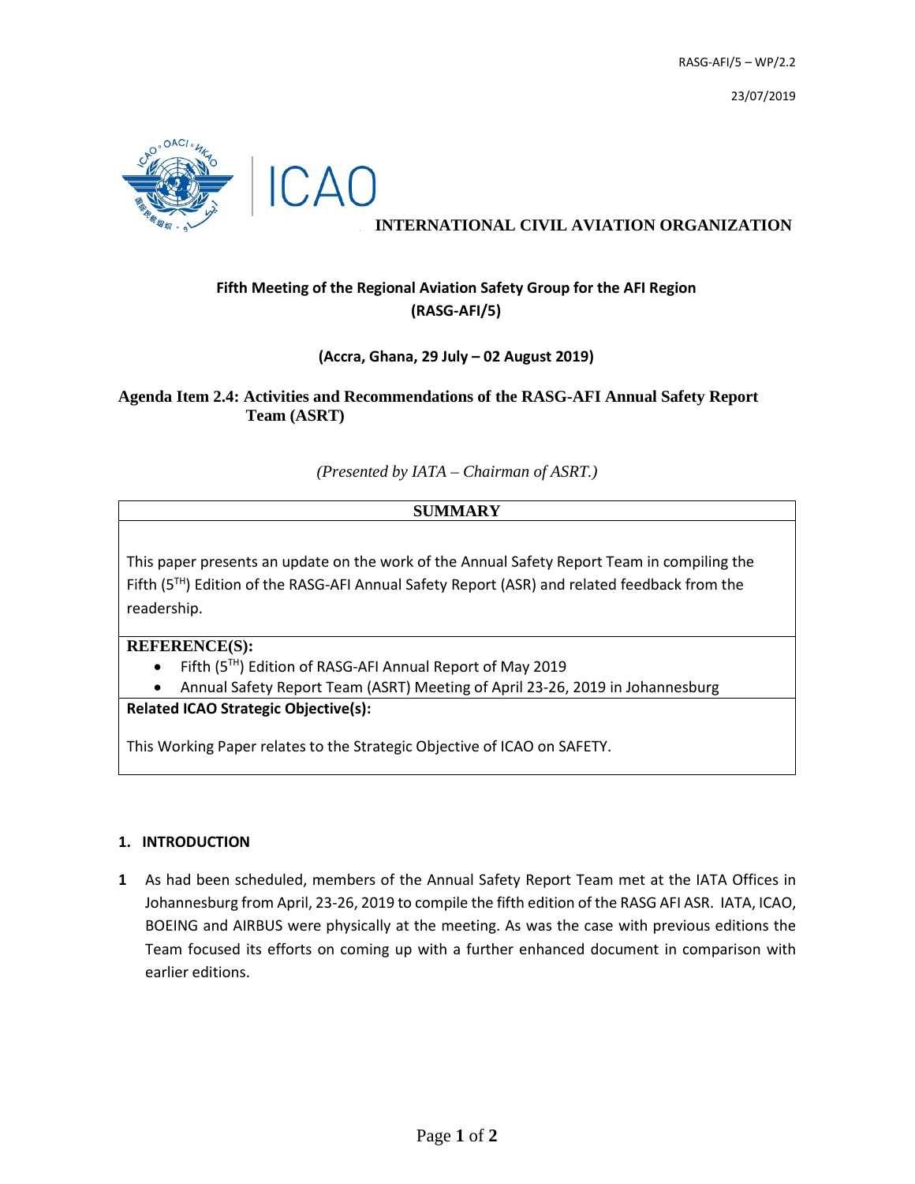RASG-AFI/5 – WP/2.2

23/07/2019

ICAO

**INTERNATIONAL CIVIL AVIATION ORGANIZATION**

## Fifth Meeting of the Regional Aviation Safety Group for the AFI Region (RASG-AFI/5)

**(Accra, Ghana, 29 July – 02 August 2019)**

**Agenda Item 2.4: Activities and Recommendations of the RASG-AFI Annual Safety Report Team (ASRT)**

*(Presented by IATA – Chairman of ASRT.)*

| SUMMARY |
|---|
| This paper presents an update on the work of the Annual Safety Report Team in compiling the Fifth ($5^{TH}$) Edition of the RASG-AFI Annual Safety Report (ASR) and related feedback from the readership. |
| **REFERENCE(S):**<br>• Fifth ($5^{TH}$) Edition of RASG-AFI Annual Report of May 2019<br>• Annual Safety Report Team (ASRT) Meeting of April 23-26, 2019 in Johannesburg |
| **Related ICAO Strategic Objective(s):**<br><br>This Working Paper relates to the Strategic Objective of ICAO on SAFETY. |

### 1. INTRODUCTION

**1** As had been scheduled, members of the Annual Safety Report Team met at the IATA Offices in Johannesburg from April, 23-26, 2019 to compile the fifth edition of the RASG AFI ASR. IATA, ICAO, BOEING and AIRBUS were physically at the meeting. As was the case with previous editions the Team focused its efforts on coming up with a further enhanced document in comparison with earlier editions.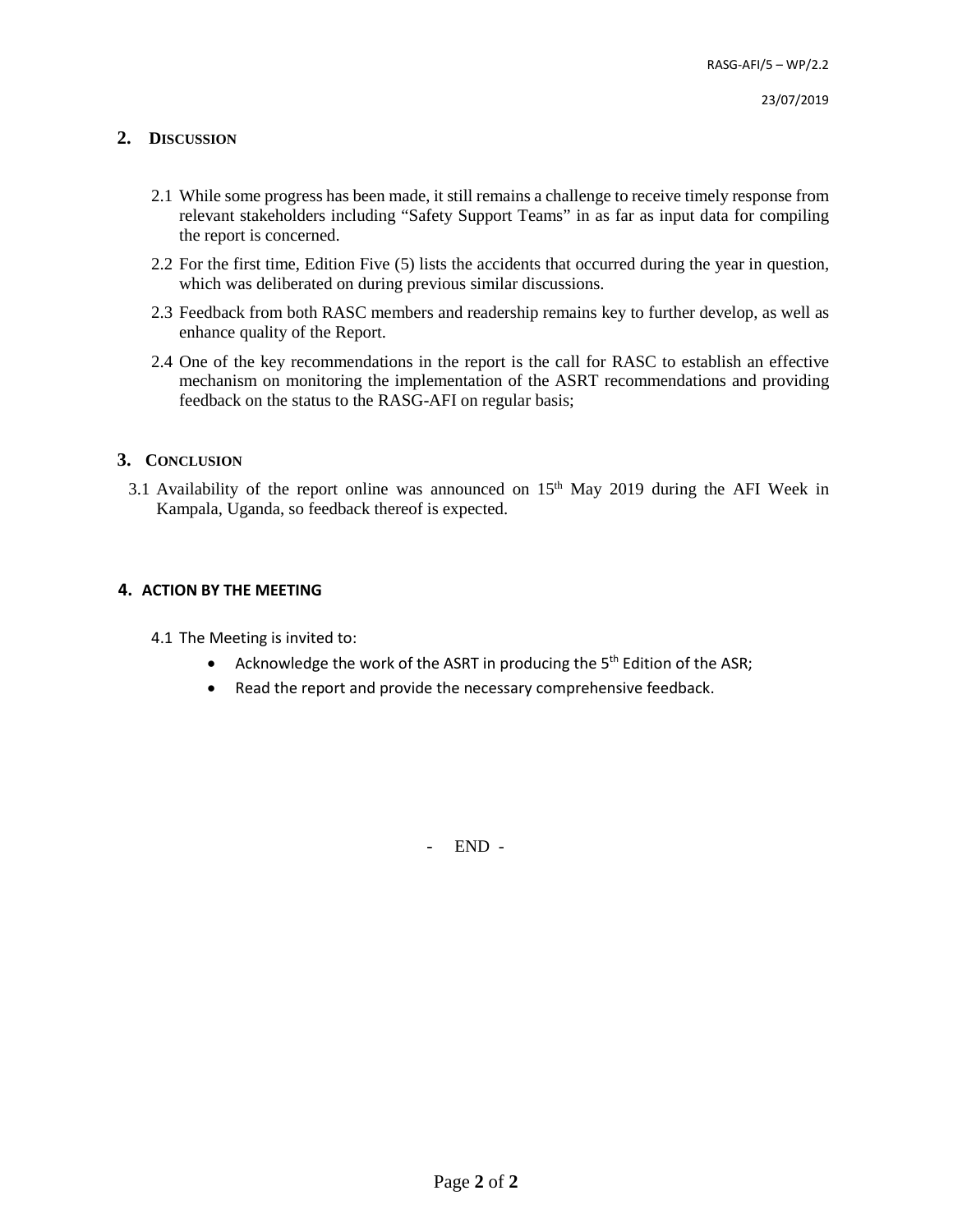## 2. DISCUSSION

2.1 While some progress has been made, it still remains a challenge to receive timely response from relevant stakeholders including "Safety Support Teams" in as far as input data for compiling the report is concerned.

2.2 For the first time, Edition Five (5) lists the accidents that occurred during the year in question, which was deliberated on during previous similar discussions.

2.3 Feedback from both RASC members and readership remains key to further develop, as well as enhance quality of the Report.

2.4 One of the key recommendations in the report is the call for RASC to establish an effective mechanism on monitoring the implementation of the ASRT recommendations and providing feedback on the status to the RASG-AFI on regular basis;

## 3. CONCLUSION

3.1 Availability of the report online was announced on 15th May 2019 during the AFI Week in Kampala, Uganda, so feedback thereof is expected.

## 4. ACTION BY THE MEETING

4.1 The Meeting is invited to:

- Acknowledge the work of the ASRT in producing the 5th Edition of the ASR;
- Read the report and provide the necessary comprehensive feedback.

\- END -